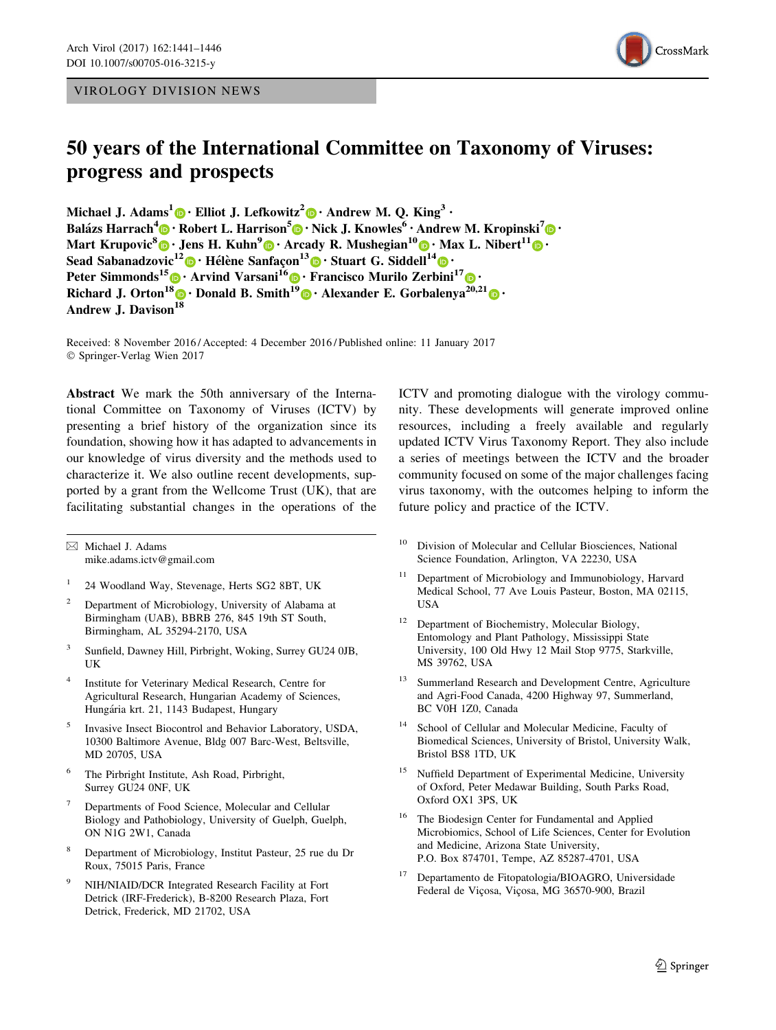VIROLOGY DIVISION NEWS

# 50 years of the International Committee on Taxonomy of Viruses: progress and prospects

**Michael J. Adams**[1] · **Elliot J. Lefkowitz**[2] · **Andrew M. Q. King**[3] · **Balázs Harrach**[4] · **Robert L. Harrison**[5] · **Nick J. Knowles**[6] · **Andrew M. Kropinski**[7] · **Mart Krupovic**[8] · **Jens H. Kuhn**[9] · **Arcady R. Mushegian**[10] · **Max L. Nibert**[11] · **Sead Sabanadzovic**[12] · **Hélène Sanfaçon**[13] · **Stuart G. Siddell**[14] · **Peter Simmonds**[15] · **Arvind Varsani**[16] · **Francisco Murilo Zerbini**[17] · **Richard J. Orton**[18] · **Donald B. Smith**[19] · **Alexander E. Gorbalenya**[20,21] · **Andrew J. Davison**[18]

Received: 8 November 2016 / Accepted: 4 December 2016 / Published online: 11 January 2017
© Springer-Verlag Wien 2017

**Abstract** We mark the 50th anniversary of the International Committee on Taxonomy of Viruses (ICTV) by presenting a brief history of the organization since its foundation, showing how it has adapted to advancements in our knowledge of virus diversity and the methods used to characterize it. We also outline recent developments, supported by a grant from the Wellcome Trust (UK), that are facilitating substantial changes in the operations of the ICTV and promoting dialogue with the virology community. These developments will generate improved online resources, including a freely available and regularly updated ICTV Virus Taxonomy Report. They also include a series of meetings between the ICTV and the broader community focused on some of the major challenges facing virus taxonomy, with the outcomes helping to inform the future policy and practice of the ICTV.

---

✉ Michael J. Adams
mike.adams.ictv@gmail.com

1. 24 Woodland Way, Stevenage, Herts SG2 8BT, UK
2. Department of Microbiology, University of Alabama at Birmingham (UAB), BBRB 276, 845 19th ST South, Birmingham, AL 35294-2170, USA
3. Sunfield, Dawney Hill, Pirbright, Woking, Surrey GU24 0JB, UK
4. Institute for Veterinary Medical Research, Centre for Agricultural Research, Hungarian Academy of Sciences, Hungária krt. 21, 1143 Budapest, Hungary
5. Invasive Insect Biocontrol and Behavior Laboratory, USDA, 10300 Baltimore Avenue, Bldg 007 Barc-West, Beltsville, MD 20705, USA
6. The Pirbright Institute, Ash Road, Pirbright, Surrey GU24 0NF, UK
7. Departments of Food Science, Molecular and Cellular Biology and Pathobiology, University of Guelph, Guelph, ON N1G 2W1, Canada
8. Department of Microbiology, Institut Pasteur, 25 rue du Dr Roux, 75015 Paris, France
9. NIH/NIAID/DCR Integrated Research Facility at Fort Detrick (IRF-Frederick), B-8200 Research Plaza, Fort Detrick, Frederick, MD 21702, USA
10. Division of Molecular and Cellular Biosciences, National Science Foundation, Arlington, VA 22230, USA
11. Department of Microbiology and Immunobiology, Harvard Medical School, 77 Ave Louis Pasteur, Boston, MA 02115, USA
12. Department of Biochemistry, Molecular Biology, Entomology and Plant Pathology, Mississippi State University, 100 Old Hwy 12 Mail Stop 9775, Starkville, MS 39762, USA
13. Summerland Research and Development Centre, Agriculture and Agri-Food Canada, 4200 Highway 97, Summerland, BC V0H 1Z0, Canada
14. School of Cellular and Molecular Medicine, Faculty of Biomedical Sciences, University of Bristol, University Walk, Bristol BS8 1TD, UK
15. Nuffield Department of Experimental Medicine, University of Oxford, Peter Medawar Building, South Parks Road, Oxford OX1 3PS, UK
16. The Biodesign Center for Fundamental and Applied Microbiomics, School of Life Sciences, Center for Evolution and Medicine, Arizona State University, P.O. Box 874701, Tempe, AZ 85287-4701, USA
17. Departamento de Fitopatologia/BIOAGRO, Universidade Federal de Viçosa, Viçosa, MG 36570-900, Brazil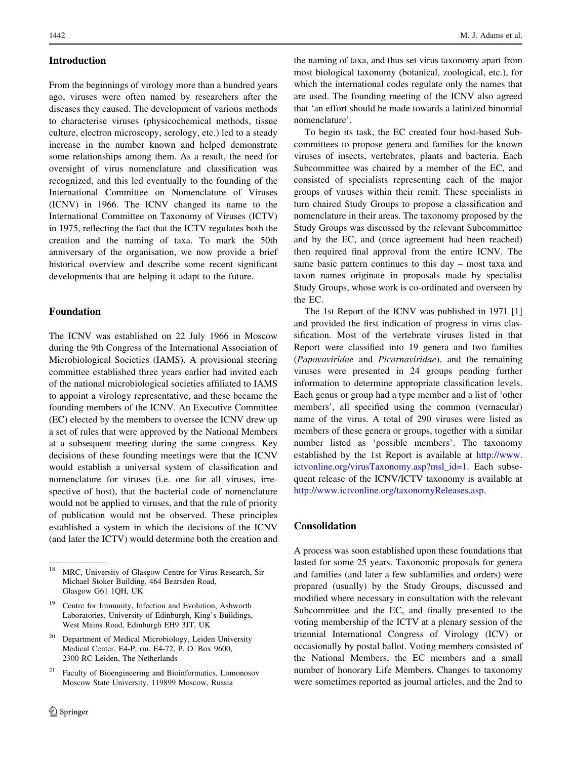## Introduction

From the beginnings of virology more than a hundred years ago, viruses were often named by researchers after the diseases they caused. The development of various methods to characterise viruses (physicochemical methods, tissue culture, electron microscopy, serology, etc.) led to a steady increase in the number known and helped demonstrate some relationships among them. As a result, the need for oversight of virus nomenclature and classification was recognized, and this led eventually to the founding of the International Committee on Nomenclature of Viruses (ICNV) in 1966. The ICNV changed its name to the International Committee on Taxonomy of Viruses (ICTV) in 1975, reflecting the fact that the ICTV regulates both the creation and the naming of taxa. To mark the 50th anniversary of the organisation, we now provide a brief historical overview and describe some recent significant developments that are helping it adapt to the future.

## Foundation

The ICNV was established on 22 July 1966 in Moscow during the 9th Congress of the International Association of Microbiological Societies (IAMS). A provisional steering committee established three years earlier had invited each of the national microbiological societies affiliated to IAMS to appoint a virology representative, and these became the founding members of the ICNV. An Executive Committee (EC) elected by the members to oversee the ICNV drew up a set of rules that were approved by the National Members at a subsequent meeting during the same congress. Key decisions of these founding meetings were that the ICNV would establish a universal system of classification and nomenclature for viruses (i.e. one for all viruses, irrespective of host), that the bacterial code of nomenclature would not be applied to viruses, and that the rule of priority of publication would not be observed. These principles established a system in which the decisions of the ICNV (and later the ICTV) would determine both the creation and the naming of taxa, and thus set virus taxonomy apart from most biological taxonomy (botanical, zoological, etc.), for which the international codes regulate only the names that are used. The founding meeting of the ICNV also agreed that 'an effort should be made towards a latinized binomial nomenclature'.

To begin its task, the EC created four host-based Subcommittees to propose genera and families for the known viruses of insects, vertebrates, plants and bacteria. Each Subcommittee was chaired by a member of the EC, and consisted of specialists representing each of the major groups of viruses within their remit. These specialists in turn chaired Study Groups to propose a classification and nomenclature in their areas. The taxonomy proposed by the Study Groups was discussed by the relevant Subcommittee and by the EC, and (once agreement had been reached) then required final approval from the entire ICNV. The same basic pattern continues to this day – most taxa and taxon names originate in proposals made by specialist Study Groups, whose work is co-ordinated and overseen by the EC.

The 1st Report of the ICNV was published in 1971 [1] and provided the first indication of progress in virus classification. Most of the vertebrate viruses listed in that Report were classified into 19 genera and two families (*Papovaviridae* and *Picornaviridae*), and the remaining viruses were presented in 24 groups pending further information to determine appropriate classification levels. Each genus or group had a type member and a list of 'other members', all specified using the common (vernacular) name of the virus. A total of 290 viruses were listed as members of these genera or groups, together with a similar number listed as 'possible members'. The taxonomy established by the 1st Report is available at http://www.ictvonline.org/virusTaxonomy.asp?msl_id=1. Each subsequent release of the ICNV/ICTV taxonomy is available at http://www.ictvonline.org/taxonomyReleases.asp.

## Consolidation

A process was soon established upon these foundations that lasted for some 25 years. Taxonomic proposals for genera and families (and later a few subfamilies and orders) were prepared (usually) by the Study Groups, discussed and modified where necessary in consultation with the relevant Subcommittee and the EC, and finally presented to the voting membership of the ICTV at a plenary session of the triennial International Congress of Virology (ICV) or occasionally by postal ballot. Voting members consisted of the National Members, the EC members and a small number of honorary Life Members. Changes to taxonomy were sometimes reported as journal articles, and the 2nd to

[18] MRC, University of Glasgow Centre for Virus Research, Sir Michael Stoker Building, 464 Bearsden Road, Glasgow G61 1QH, UK

[19] Centre for Immunity, Infection and Evolution, Ashworth Laboratories, University of Edinburgh, King's Buildings, West Mains Road, Edinburgh EH9 3JT, UK

[20] Department of Medical Microbiology, Leiden University Medical Center, E4-P, rm. E4-72, P. O. Box 9600, 2300 RC Leiden, The Netherlands

[21] Faculty of Bioengineering and Bioinformatics, Lomonosov Moscow State University, 119899 Moscow, Russia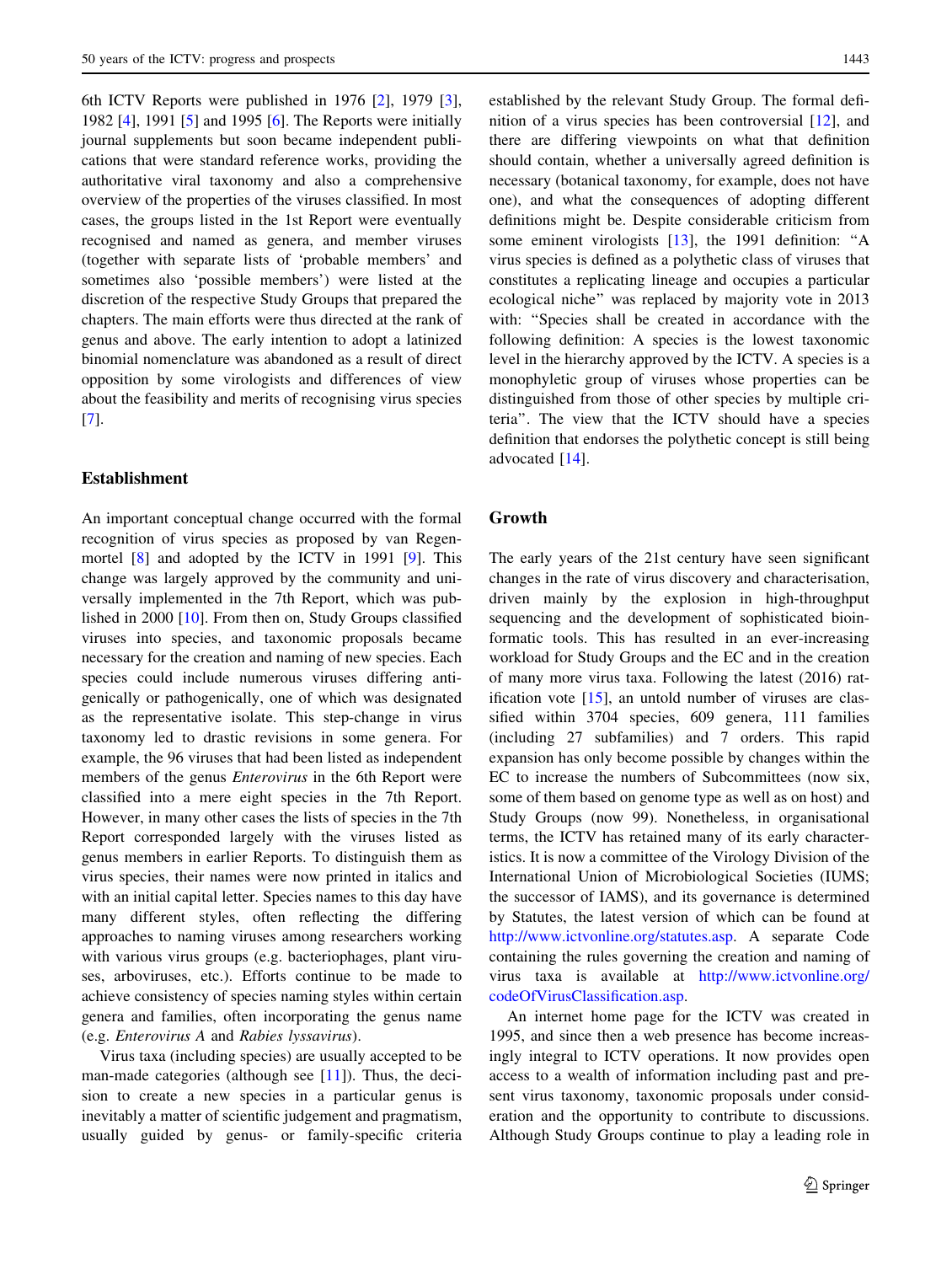6th ICTV Reports were published in 1976 [2], 1979 [3], 1982 [4], 1991 [5] and 1995 [6]. The Reports were initially journal supplements but soon became independent publications that were standard reference works, providing the authoritative viral taxonomy and also a comprehensive overview of the properties of the viruses classified. In most cases, the groups listed in the 1st Report were eventually recognised and named as genera, and member viruses (together with separate lists of 'probable members' and sometimes also 'possible members') were listed at the discretion of the respective Study Groups that prepared the chapters. The main efforts were thus directed at the rank of genus and above. The early intention to adopt a latinized binomial nomenclature was abandoned as a result of direct opposition by some virologists and differences of view about the feasibility and merits of recognising virus species [7].

## Establishment

An important conceptual change occurred with the formal recognition of virus species as proposed by van Regenmortel [8] and adopted by the ICTV in 1991 [9]. This change was largely approved by the community and universally implemented in the 7th Report, which was published in 2000 [10]. From then on, Study Groups classified viruses into species, and taxonomic proposals became necessary for the creation and naming of new species. Each species could include numerous viruses differing antigenically or pathogenically, one of which was designated as the representative isolate. This step-change in virus taxonomy led to drastic revisions in some genera. For example, the 96 viruses that had been listed as independent members of the genus *Enterovirus* in the 6th Report were classified into a mere eight species in the 7th Report. However, in many other cases the lists of species in the 7th Report corresponded largely with the viruses listed as genus members in earlier Reports. To distinguish them as virus species, their names were now printed in italics and with an initial capital letter. Species names to this day have many different styles, often reflecting the differing approaches to naming viruses among researchers working with various virus groups (e.g. bacteriophages, plant viruses, arboviruses, etc.). Efforts continue to be made to achieve consistency of species naming styles within certain genera and families, often incorporating the genus name (e.g. *Enterovirus A* and *Rabies lyssavirus*).

Virus taxa (including species) are usually accepted to be man-made categories (although see [11]). Thus, the decision to create a new species in a particular genus is inevitably a matter of scientific judgement and pragmatism, usually guided by genus- or family-specific criteria established by the relevant Study Group. The formal definition of a virus species has been controversial [12], and there are differing viewpoints on what that definition should contain, whether a universally agreed definition is necessary (botanical taxonomy, for example, does not have one), and what the consequences of adopting different definitions might be. Despite considerable criticism from some eminent virologists [13], the 1991 definition: "A virus species is defined as a polythetic class of viruses that constitutes a replicating lineage and occupies a particular ecological niche" was replaced by majority vote in 2013 with: "Species shall be created in accordance with the following definition: A species is the lowest taxonomic level in the hierarchy approved by the ICTV. A species is a monophyletic group of viruses whose properties can be distinguished from those of other species by multiple criteria". The view that the ICTV should have a species definition that endorses the polythetic concept is still being advocated [14].

## Growth

The early years of the 21st century have seen significant changes in the rate of virus discovery and characterisation, driven mainly by the explosion in high-throughput sequencing and the development of sophisticated bioinformatic tools. This has resulted in an ever-increasing workload for Study Groups and the EC and in the creation of many more virus taxa. Following the latest (2016) ratification vote [15], an untold number of viruses are classified within 3704 species, 609 genera, 111 families (including 27 subfamilies) and 7 orders. This rapid expansion has only become possible by changes within the EC to increase the numbers of Subcommittees (now six, some of them based on genome type as well as on host) and Study Groups (now 99). Nonetheless, in organisational terms, the ICTV has retained many of its early characteristics. It is now a committee of the Virology Division of the International Union of Microbiological Societies (IUMS; the successor of IAMS), and its governance is determined by Statutes, the latest version of which can be found at http://www.ictvonline.org/statutes.asp. A separate Code containing the rules governing the creation and naming of virus taxa is available at http://www.ictvonline.org/codeOfVirusClassification.asp.

An internet home page for the ICTV was created in 1995, and since then a web presence has become increasingly integral to ICTV operations. It now provides open access to a wealth of information including past and present virus taxonomy, taxonomic proposals under consideration and the opportunity to contribute to discussions. Although Study Groups continue to play a leading role in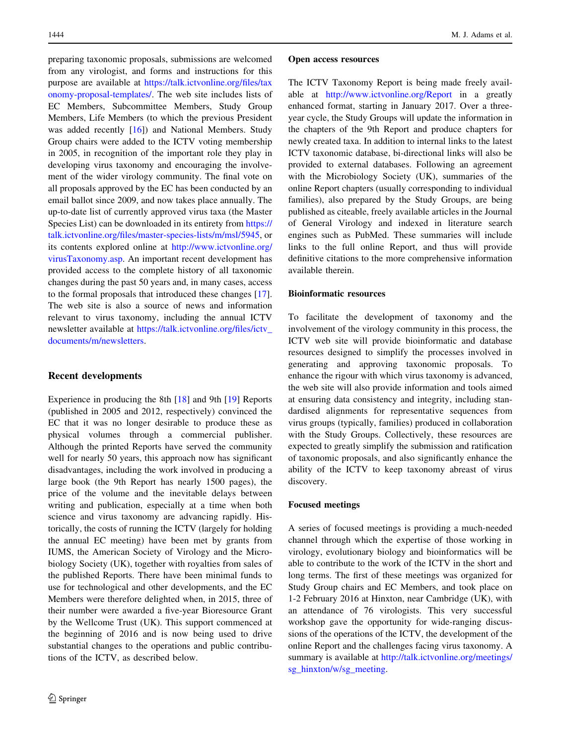preparing taxonomic proposals, submissions are welcomed from any virologist, and forms and instructions for this purpose are available at https://talk.ictvonline.org/files/taxonomy-proposal-templates/. The web site includes lists of EC Members, Subcommittee Members, Study Group Members, Life Members (to which the previous President was added recently [16]) and National Members. Study Group chairs were added to the ICTV voting membership in 2005, in recognition of the important role they play in developing virus taxonomy and encouraging the involvement of the wider virology community. The final vote on all proposals approved by the EC has been conducted by an email ballot since 2009, and now takes place annually. The up-to-date list of currently approved virus taxa (the Master Species List) can be downloaded in its entirety from https://talk.ictvonline.org/files/master-species-lists/m/msl/5945, or its contents explored online at http://www.ictvonline.org/virusTaxonomy.asp. An important recent development has provided access to the complete history of all taxonomic changes during the past 50 years and, in many cases, access to the formal proposals that introduced these changes [17]. The web site is also a source of news and information relevant to virus taxonomy, including the annual ICTV newsletter available at https://talk.ictvonline.org/files/ictv_documents/m/newsletters.

## Recent developments

Experience in producing the 8th [18] and 9th [19] Reports (published in 2005 and 2012, respectively) convinced the EC that it was no longer desirable to produce these as physical volumes through a commercial publisher. Although the printed Reports have served the community well for nearly 50 years, this approach now has significant disadvantages, including the work involved in producing a large book (the 9th Report has nearly 1500 pages), the price of the volume and the inevitable delays between writing and publication, especially at a time when both science and virus taxonomy are advancing rapidly. Historically, the costs of running the ICTV (largely for holding the annual EC meeting) have been met by grants from IUMS, the American Society of Virology and the Microbiology Society (UK), together with royalties from sales of the published Reports. There have been minimal funds to use for technological and other developments, and the EC Members were therefore delighted when, in 2015, three of their number were awarded a five-year Bioresource Grant by the Wellcome Trust (UK). This support commenced at the beginning of 2016 and is now being used to drive substantial changes to the operations and public contributions of the ICTV, as described below.

### Open access resources

The ICTV Taxonomy Report is being made freely available at http://www.ictvonline.org/Report in a greatly enhanced format, starting in January 2017. Over a three-year cycle, the Study Groups will update the information in the chapters of the 9th Report and produce chapters for newly created taxa. In addition to internal links to the latest ICTV taxonomic database, bi-directional links will also be provided to external databases. Following an agreement with the Microbiology Society (UK), summaries of the online Report chapters (usually corresponding to individual families), also prepared by the Study Groups, are being published as citeable, freely available articles in the Journal of General Virology and indexed in literature search engines such as PubMed. These summaries will include links to the full online Report, and thus will provide definitive citations to the more comprehensive information available therein.

### Bioinformatic resources

To facilitate the development of taxonomy and the involvement of the virology community in this process, the ICTV web site will provide bioinformatic and database resources designed to simplify the processes involved in generating and approving taxonomic proposals. To enhance the rigour with which virus taxonomy is advanced, the web site will also provide information and tools aimed at ensuring data consistency and integrity, including standardised alignments for representative sequences from virus groups (typically, families) produced in collaboration with the Study Groups. Collectively, these resources are expected to greatly simplify the submission and ratification of taxonomic proposals, and also significantly enhance the ability of the ICTV to keep taxonomy abreast of virus discovery.

### Focused meetings

A series of focused meetings is providing a much-needed channel through which the expertise of those working in virology, evolutionary biology and bioinformatics will be able to contribute to the work of the ICTV in the short and long terms. The first of these meetings was organized for Study Group chairs and EC Members, and took place on 1-2 February 2016 at Hinxton, near Cambridge (UK), with an attendance of 76 virologists. This very successful workshop gave the opportunity for wide-ranging discussions of the operations of the ICTV, the development of the online Report and the challenges facing virus taxonomy. A summary is available at http://talk.ictvonline.org/meetings/sg_hinxton/w/sg_meeting.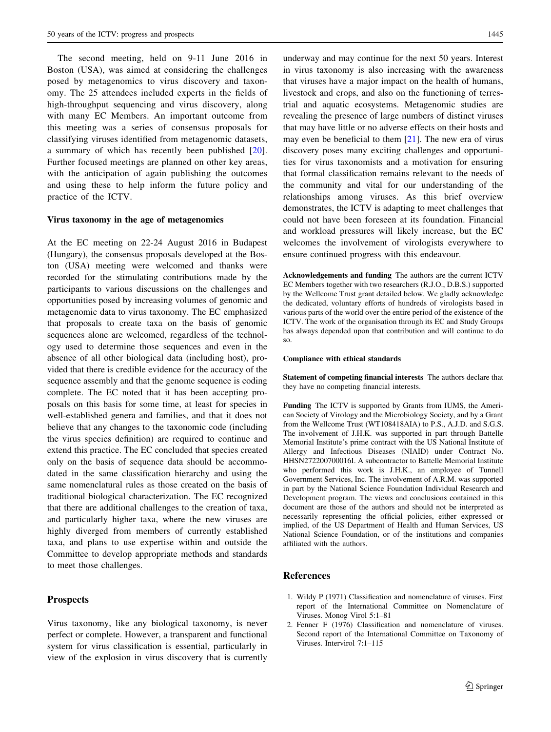The second meeting, held on 9-11 June 2016 in Boston (USA), was aimed at considering the challenges posed by metagenomics to virus discovery and taxonomy. The 25 attendees included experts in the fields of high-throughput sequencing and virus discovery, along with many EC Members. An important outcome from this meeting was a series of consensus proposals for classifying viruses identified from metagenomic datasets, a summary of which has recently been published [20]. Further focused meetings are planned on other key areas, with the anticipation of again publishing the outcomes and using these to help inform the future policy and practice of the ICTV.

**Virus taxonomy in the age of metagenomics**

At the EC meeting on 22-24 August 2016 in Budapest (Hungary), the consensus proposals developed at the Boston (USA) meeting were welcomed and thanks were recorded for the stimulating contributions made by the participants to various discussions on the challenges and opportunities posed by increasing volumes of genomic and metagenomic data to virus taxonomy. The EC emphasized that proposals to create taxa on the basis of genomic sequences alone are welcomed, regardless of the technology used to determine those sequences and even in the absence of all other biological data (including host), provided that there is credible evidence for the accuracy of the sequence assembly and that the genome sequence is coding complete. The EC noted that it has been accepting proposals on this basis for some time, at least for species in well-established genera and families, and that it does not believe that any changes to the taxonomic code (including the virus species definition) are required to continue and extend this practice. The EC concluded that species created only on the basis of sequence data should be accommodated in the same classification hierarchy and using the same nomenclatural rules as those created on the basis of traditional biological characterization. The EC recognized that there are additional challenges to the creation of taxa, and particularly higher taxa, where the new viruses are highly diverged from members of currently established taxa, and plans to use expertise within and outside the Committee to develop appropriate methods and standards to meet those challenges.

## Prospects

Virus taxonomy, like any biological taxonomy, is never perfect or complete. However, a transparent and functional system for virus classification is essential, particularly in view of the explosion in virus discovery that is currently underway and may continue for the next 50 years. Interest in virus taxonomy is also increasing with the awareness that viruses have a major impact on the health of humans, livestock and crops, and also on the functioning of terrestrial and aquatic ecosystems. Metagenomic studies are revealing the presence of large numbers of distinct viruses that may have little or no adverse effects on their hosts and may even be beneficial to them [21]. The new era of virus discovery poses many exciting challenges and opportunities for virus taxonomists and a motivation for ensuring that formal classification remains relevant to the needs of the community and vital for our understanding of the relationships among viruses. As this brief overview demonstrates, the ICTV is adapting to meet challenges that could not have been foreseen at its foundation. Financial and workload pressures will likely increase, but the EC welcomes the involvement of virologists everywhere to ensure continued progress with this endeavour.

**Acknowledgements and funding** The authors are the current ICTV EC Members together with two researchers (R.J.O., D.B.S.) supported by the Wellcome Trust grant detailed below. We gladly acknowledge the dedicated, voluntary efforts of hundreds of virologists based in various parts of the world over the entire period of the existence of the ICTV. The work of the organisation through its EC and Study Groups has always depended upon that contribution and will continue to do so.

**Compliance with ethical standards**

**Statement of competing financial interests** The authors declare that they have no competing financial interests.

**Funding** The ICTV is supported by Grants from IUMS, the American Society of Virology and the Microbiology Society, and by a Grant from the Wellcome Trust (WT108418AIA) to P.S., A.J.D. and S.G.S. The involvement of J.H.K. was supported in part through Battelle Memorial Institute's prime contract with the US National Institute of Allergy and Infectious Diseases (NIAID) under Contract No. HHSN272200700016I. A subcontractor to Battelle Memorial Institute who performed this work is J.H.K., an employee of Tunnell Government Services, Inc. The involvement of A.R.M. was supported in part by the National Science Foundation Individual Research and Development program. The views and conclusions contained in this document are those of the authors and should not be interpreted as necessarily representing the official policies, either expressed or implied, of the US Department of Health and Human Services, US National Science Foundation, or of the institutions and companies affiliated with the authors.

## References

1. Wildy P (1971) Classification and nomenclature of viruses. First report of the International Committee on Nomenclature of Viruses. Monog Virol 5:1–81
2. Fenner F (1976) Classification and nomenclature of viruses. Second report of the International Committee on Taxonomy of Viruses. Intervirol 7:1–115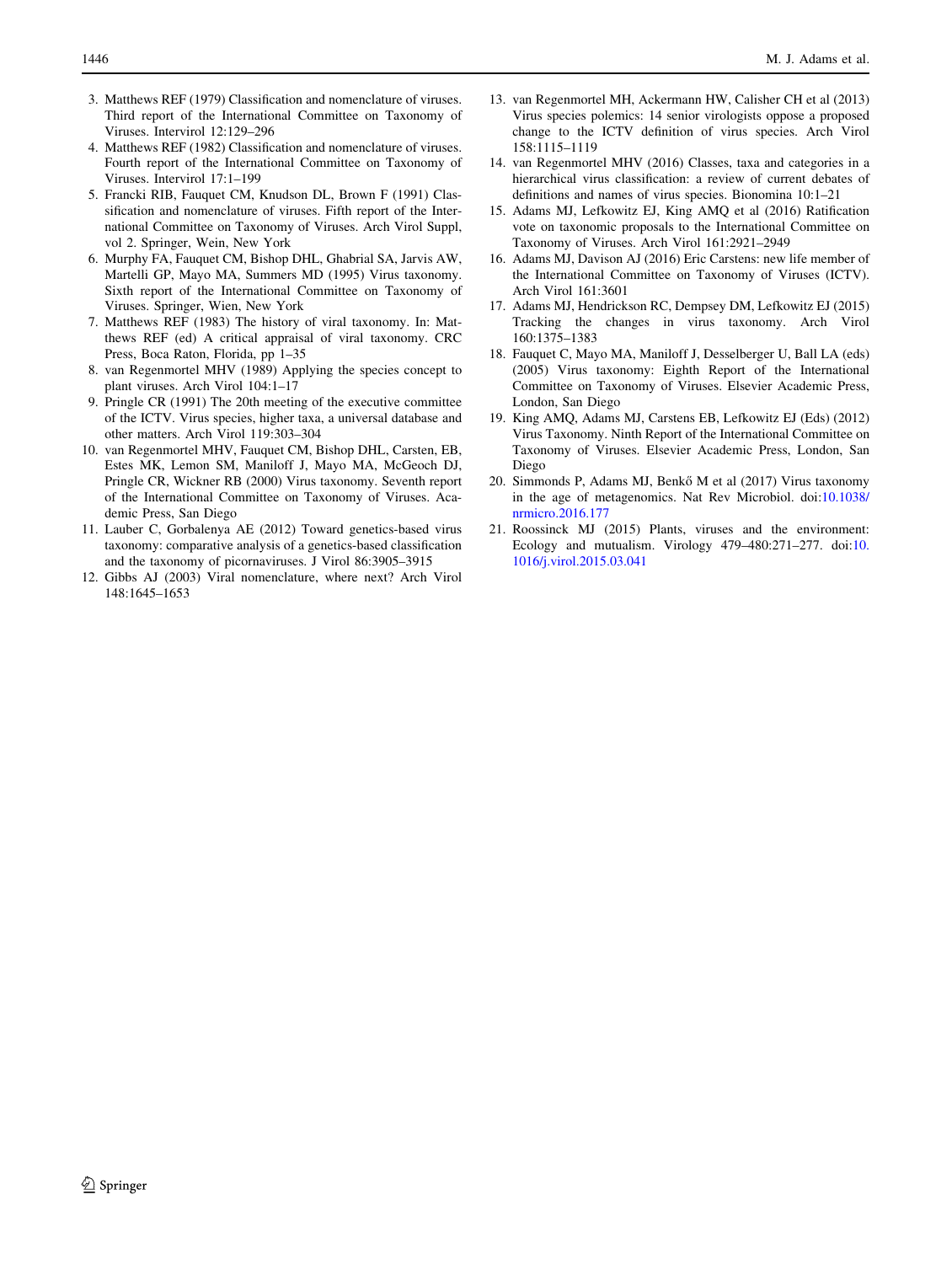3. Matthews REF (1979) Classification and nomenclature of viruses. Third report of the International Committee on Taxonomy of Viruses. Intervirol 12:129–296
4. Matthews REF (1982) Classification and nomenclature of viruses. Fourth report of the International Committee on Taxonomy of Viruses. Intervirol 17:1–199
5. Francki RIB, Fauquet CM, Knudson DL, Brown F (1991) Classification and nomenclature of viruses. Fifth report of the International Committee on Taxonomy of Viruses. Arch Virol Suppl, vol 2. Springer, Wein, New York
6. Murphy FA, Fauquet CM, Bishop DHL, Ghabrial SA, Jarvis AW, Martelli GP, Mayo MA, Summers MD (1995) Virus taxonomy. Sixth report of the International Committee on Taxonomy of Viruses. Springer, Wien, New York
7. Matthews REF (1983) The history of viral taxonomy. In: Matthews REF (ed) A critical appraisal of viral taxonomy. CRC Press, Boca Raton, Florida, pp 1–35
8. van Regenmortel MHV (1989) Applying the species concept to plant viruses. Arch Virol 104:1–17
9. Pringle CR (1991) The 20th meeting of the executive committee of the ICTV. Virus species, higher taxa, a universal database and other matters. Arch Virol 119:303–304
10. van Regenmortel MHV, Fauquet CM, Bishop DHL, Carsten, EB, Estes MK, Lemon SM, Maniloff J, Mayo MA, McGeoch DJ, Pringle CR, Wickner RB (2000) Virus taxonomy. Seventh report of the International Committee on Taxonomy of Viruses. Academic Press, San Diego
11. Lauber C, Gorbalenya AE (2012) Toward genetics-based virus taxonomy: comparative analysis of a genetics-based classification and the taxonomy of picornaviruses. J Virol 86:3905–3915
12. Gibbs AJ (2003) Viral nomenclature, where next? Arch Virol 148:1645–1653
13. van Regenmortel MH, Ackermann HW, Calisher CH et al (2013) Virus species polemics: 14 senior virologists oppose a proposed change to the ICTV definition of virus species. Arch Virol 158:1115–1119
14. van Regenmortel MHV (2016) Classes, taxa and categories in a hierarchical virus classification: a review of current debates of definitions and names of virus species. Bionomina 10:1–21
15. Adams MJ, Lefkowitz EJ, King AMQ et al (2016) Ratification vote on taxonomic proposals to the International Committee on Taxonomy of Viruses. Arch Virol 161:2921–2949
16. Adams MJ, Davison AJ (2016) Eric Carstens: new life member of the International Committee on Taxonomy of Viruses (ICTV). Arch Virol 161:3601
17. Adams MJ, Hendrickson RC, Dempsey DM, Lefkowitz EJ (2015) Tracking the changes in virus taxonomy. Arch Virol 160:1375–1383
18. Fauquet C, Mayo MA, Maniloff J, Desselberger U, Ball LA (eds) (2005) Virus taxonomy: Eighth Report of the International Committee on Taxonomy of Viruses. Elsevier Academic Press, London, San Diego
19. King AMQ, Adams MJ, Carstens EB, Lefkowitz EJ (Eds) (2012) Virus Taxonomy. Ninth Report of the International Committee on Taxonomy of Viruses. Elsevier Academic Press, London, San Diego
20. Simmonds P, Adams MJ, Benkő M et al (2017) Virus taxonomy in the age of metagenomics. Nat Rev Microbiol. doi:10.1038/nrmicro.2016.177
21. Roossinck MJ (2015) Plants, viruses and the environment: Ecology and mutualism. Virology 479–480:271–277. doi:10.1016/j.virol.2015.03.041